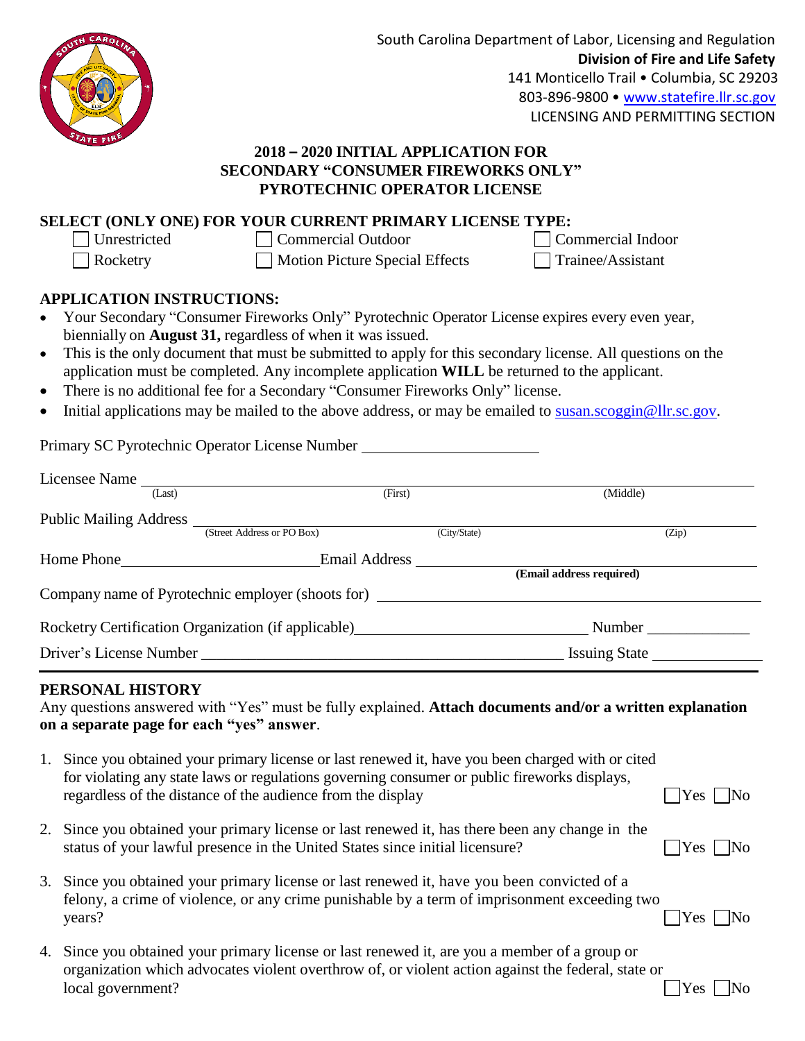South Carolina Department of Labor, Licensing and Regulation
**Division of Fire and Life Safety**
141 Monticello Trail • Columbia, SC 29203
803-896-9800 • www.statefire.llr.sc.gov
LICENSING AND PERMITTING SECTION

# 2018 – 2020 INITIAL APPLICATION FOR SECONDARY "CONSUMER FIREWORKS ONLY" PYROTECHNIC OPERATOR LICENSE

## SELECT (ONLY ONE) FOR YOUR CURRENT PRIMARY LICENSE TYPE:

- ☐ Unrestricted
- ☐ Commercial Outdoor
- ☐ Commercial Indoor
- ☐ Rocketry
- ☐ Motion Picture Special Effects
- ☐ Trainee/Assistant

## APPLICATION INSTRUCTIONS:

- Your Secondary "Consumer Fireworks Only" Pyrotechnic Operator License expires every even year, biennially on **August 31,** regardless of when it was issued.
- This is the only document that must be submitted to apply for this secondary license. All questions on the application must be completed. Any incomplete application **WILL** be returned to the applicant.
- There is no additional fee for a Secondary "Consumer Fireworks Only" license.
- Initial applications may be mailed to the above address, or may be emailed to susan.scoggin@llr.sc.gov.

Primary SC Pyrotechnic Operator License Number ______________________

Licensee Name ______________________________________________
(Last) (First) (Middle)

Public Mailing Address ______________________________________________
(Street Address or PO Box) (City/State) (Zip)

Home Phone ______________________ Email Address ______________________
**(Email address required)**

Company name of Pyrotechnic employer (shoots for) ______________________

Rocketry Certification Organization (if applicable) ______________________ Number ____________

Driver's License Number ______________________ Issuing State ____________

## PERSONAL HISTORY

Any questions answered with "Yes" must be fully explained. **Attach documents and/or a written explanation on a separate page for each "yes" answer**.

1. Since you obtained your primary license or last renewed it, have you been charged with or cited for violating any state laws or regulations governing consumer or public fireworks displays, regardless of the distance of the audience from the display ☐Yes ☐No
2. Since you obtained your primary license or last renewed it, has there been any change in the status of your lawful presence in the United States since initial licensure? ☐Yes ☐No
3. Since you obtained your primary license or last renewed it, have you been convicted of a felony, a crime of violence, or any crime punishable by a term of imprisonment exceeding two years? ☐Yes ☐No
4. Since you obtained your primary license or last renewed it, are you a member of a group or organization which advocates violent overthrow of, or violent action against the federal, state or local government? ☐Yes ☐No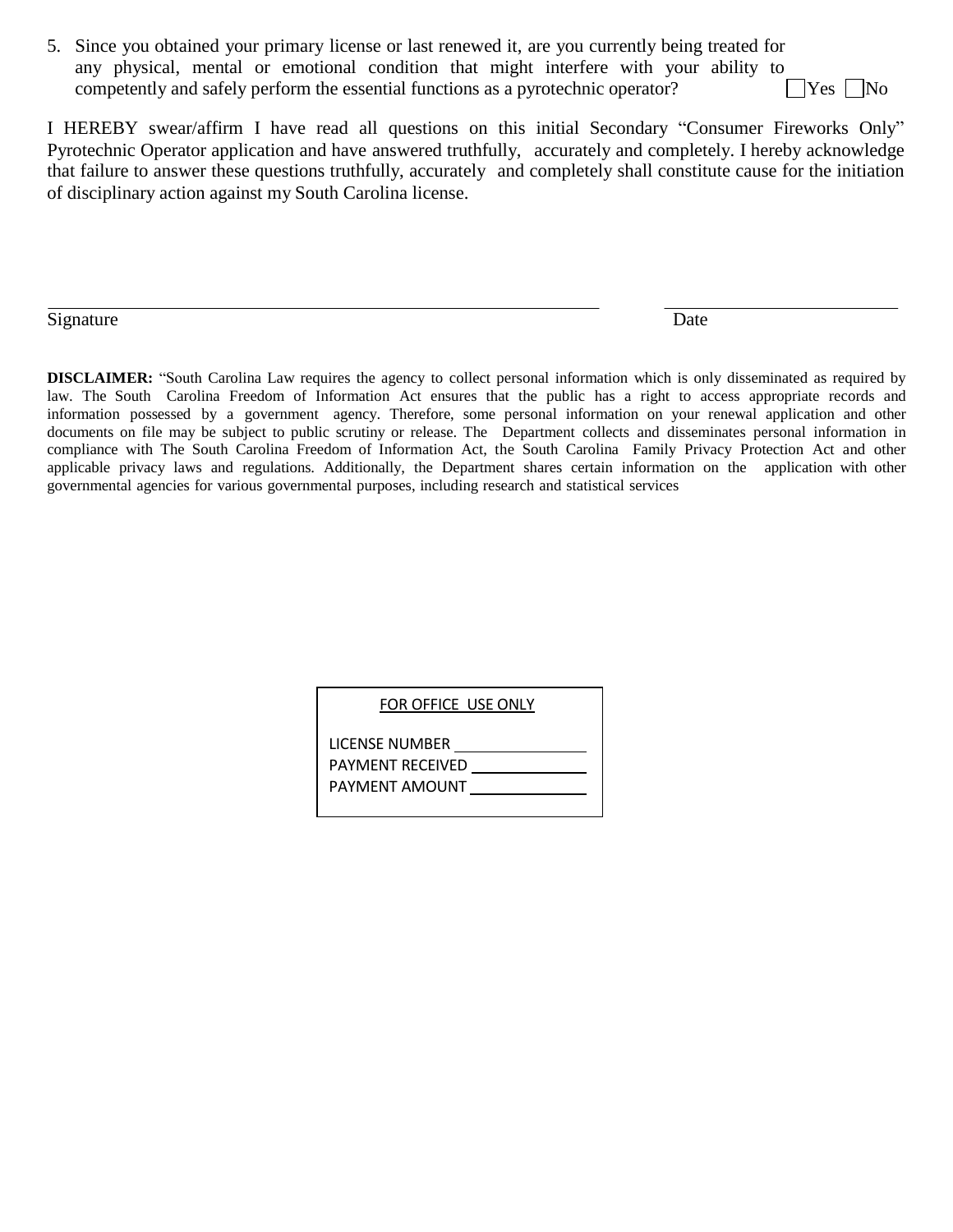5. Since you obtained your primary license or last renewed it, are you currently being treated for any physical, mental or emotional condition that might interfere with your ability to competently and safely perform the essential functions as a pyrotechnic operator? ☐ Yes ☐ No

I HEREBY swear/affirm I have read all questions on this initial Secondary "Consumer Fireworks Only" Pyrotechnic Operator application and have answered truthfully, accurately and completely. I hereby acknowledge that failure to answer these questions truthfully, accurately and completely shall constitute cause for the initiation of disciplinary action against my South Carolina license.

______________________________ ______________________

Signature Date

**DISCLAIMER:** "South Carolina Law requires the agency to collect personal information which is only disseminated as required by law. The South Carolina Freedom of Information Act ensures that the public has a right to access appropriate records and information possessed by a government agency. Therefore, some personal information on your renewal application and other documents on file may be subject to public scrutiny or release. The Department collects and disseminates personal information in compliance with The South Carolina Freedom of Information Act, the South Carolina Family Privacy Protection Act and other applicable privacy laws and regulations. Additionally, the Department shares certain information on the application with other governmental agencies for various governmental purposes, including research and statistical services

FOR OFFICE USE ONLY

LICENSE NUMBER ______________

PAYMENT RECEIVED ______________

PAYMENT AMOUNT ______________